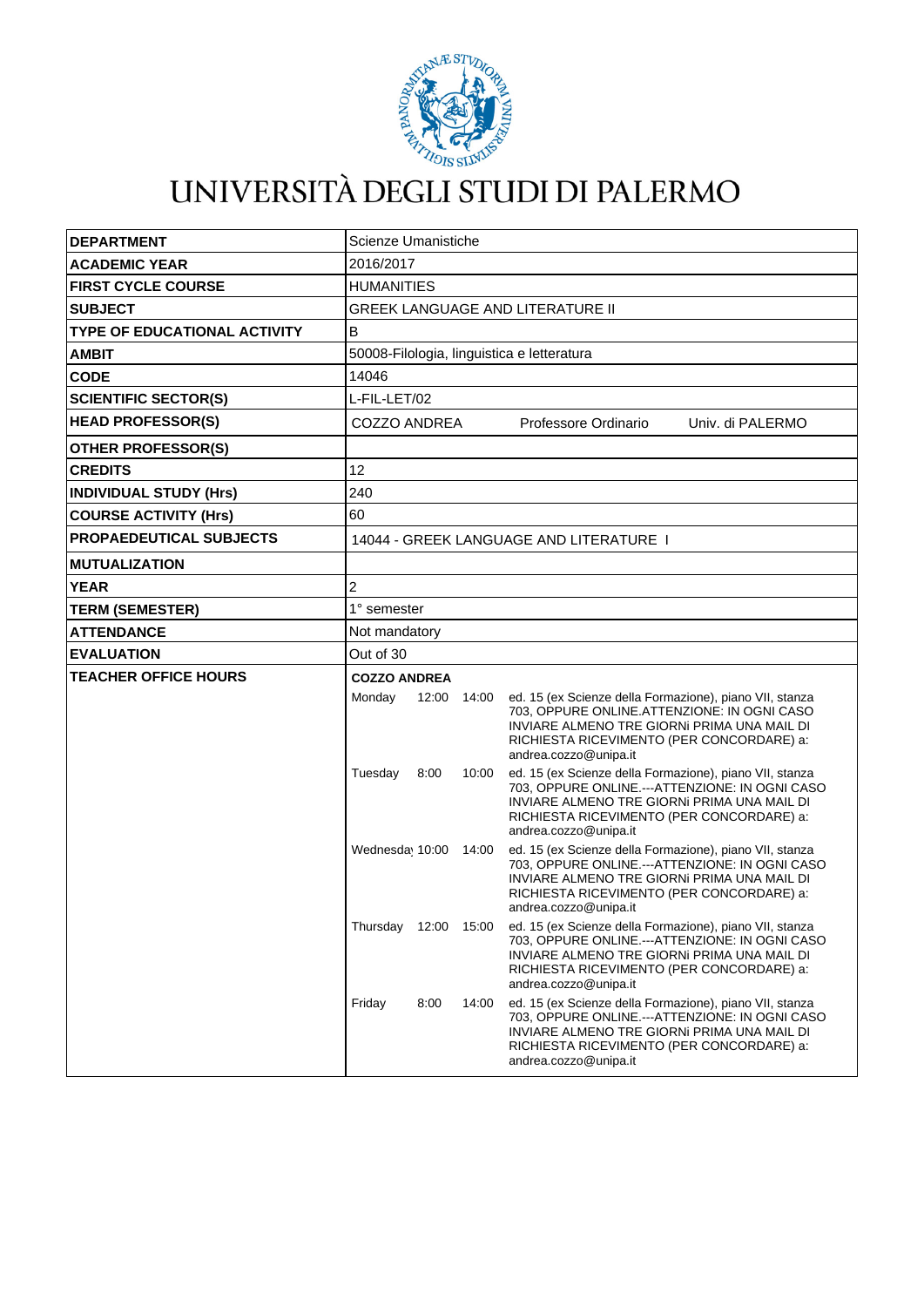# UNIVERSITÀ DEGLI STUDI DI PALERMO

| | |
|---|---|
| **DEPARTMENT** | Scienze Umanistiche |
| **ACADEMIC YEAR** | 2016/2017 |
| **FIRST CYCLE COURSE** | HUMANITIES |
| **SUBJECT** | GREEK LANGUAGE AND LITERATURE II |
| **TYPE OF EDUCATIONAL ACTIVITY** | B |
| **AMBIT** | 50008-Filologia, linguistica e letteratura |
| **CODE** | 14046 |
| **SCIENTIFIC SECTOR(S)** | L-FIL-LET/02 |
| **HEAD PROFESSOR(S)** | COZZO ANDREA    Professore Ordinario    Univ. di PALERMO |
| **OTHER PROFESSOR(S)** | |
| **CREDITS** | 12 |
| **INDIVIDUAL STUDY (Hrs)** | 240 |
| **COURSE ACTIVITY (Hrs)** | 60 |
| **PROPAEDEUTICAL SUBJECTS** | 14044 - GREEK LANGUAGE AND LITERATURE I |
| **MUTUALIZATION** | |
| **YEAR** | 2 |
| **TERM (SEMESTER)** | 1° semester |
| **ATTENDANCE** | Not mandatory |
| **EVALUATION** | Out of 30 |
| **TEACHER OFFICE HOURS** | **COZZO ANDREA** |

| Day | From | To | Location |
|---|---|---|---|
| Monday | 12:00 | 14:00 | ed. 15 (ex Scienze della Formazione), piano VII, stanza 703, OPPURE ONLINE.ATTENZIONE: IN OGNI CASO INVIARE ALMENO TRE GIORNi PRIMA UNA MAIL DI RICHIESTA RICEVIMENTO (PER CONCORDARE) a: andrea.cozzo@unipa.it |
| Tuesday | 8:00 | 10:00 | ed. 15 (ex Scienze della Formazione), piano VII, stanza 703, OPPURE ONLINE.---ATTENZIONE: IN OGNI CASO INVIARE ALMENO TRE GIORNi PRIMA UNA MAIL DI RICHIESTA RICEVIMENTO (PER CONCORDARE) a: andrea.cozzo@unipa.it |
| Wednesday | 10:00 | 14:00 | ed. 15 (ex Scienze della Formazione), piano VII, stanza 703, OPPURE ONLINE.---ATTENZIONE: IN OGNI CASO INVIARE ALMENO TRE GIORNi PRIMA UNA MAIL DI RICHIESTA RICEVIMENTO (PER CONCORDARE) a: andrea.cozzo@unipa.it |
| Thursday | 12:00 | 15:00 | ed. 15 (ex Scienze della Formazione), piano VII, stanza 703, OPPURE ONLINE.---ATTENZIONE: IN OGNI CASO INVIARE ALMENO TRE GIORNi PRIMA UNA MAIL DI RICHIESTA RICEVIMENTO (PER CONCORDARE) a: andrea.cozzo@unipa.it |
| Friday | 8:00 | 14:00 | ed. 15 (ex Scienze della Formazione), piano VII, stanza 703, OPPURE ONLINE.---ATTENZIONE: IN OGNI CASO INVIARE ALMENO TRE GIORNi PRIMA UNA MAIL DI RICHIESTA RICEVIMENTO (PER CONCORDARE) a: andrea.cozzo@unipa.it |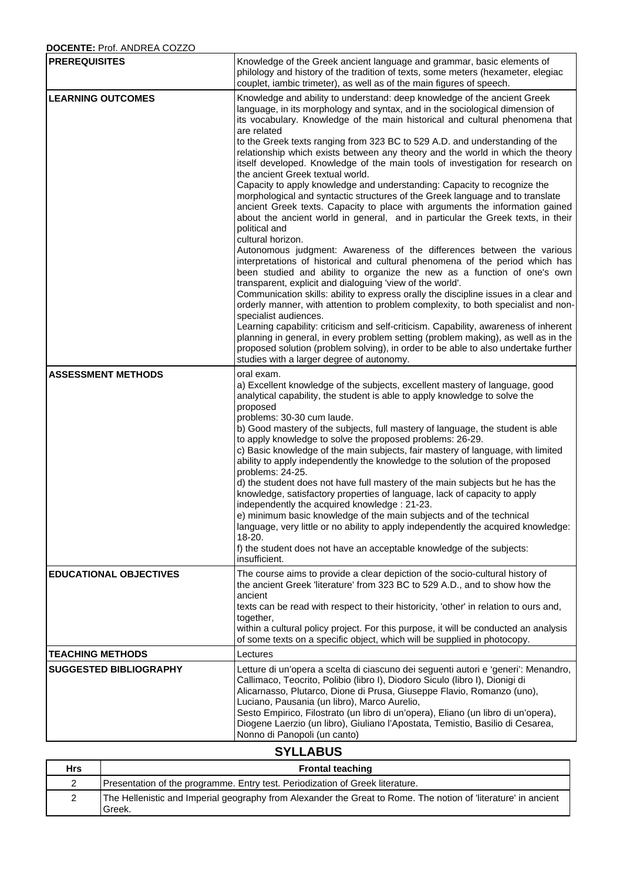**DOCENTE:** Prof. ANDREA COZZO

| | |
|---|---|
| **PREREQUISITES** | Knowledge of the Greek ancient language and grammar, basic elements of philology and history of the tradition of texts, some meters (hexameter, elegiac couplet, iambic trimeter), as well as of the main figures of speech. |
| **LEARNING OUTCOMES** | Knowledge and ability to understand: deep knowledge of the ancient Greek language, in its morphology and syntax, and in the sociological dimension of its vocabulary. Knowledge of the main historical and cultural phenomena that are related to the Greek texts ranging from 323 BC to 529 A.D. and understanding of the relationship which exists between any theory and the world in which the theory itself developed. Knowledge of the main tools of investigation for research on the ancient Greek textual world.<br>Capacity to apply knowledge and understanding: Capacity to recognize the morphological and syntactic structures of the Greek language and to translate ancient Greek texts. Capacity to place with arguments the information gained about the ancient world in general, and in particular the Greek texts, in their political and cultural horizon.<br>Autonomous judgment: Awareness of the differences between the various interpretations of historical and cultural phenomena of the period which has been studied and ability to organize the new as a function of one's own transparent, explicit and dialoguing 'view of the world'.<br>Communication skills: ability to express orally the discipline issues in a clear and orderly manner, with attention to problem complexity, to both specialist and non-specialist audiences.<br>Learning capability: criticism and self-criticism. Capability, awareness of inherent planning in general, in every problem setting (problem making), as well as in the proposed solution (problem solving), in order to be able to also undertake further studies with a larger degree of autonomy. |
| **ASSESSMENT METHODS** | oral exam.<br>a) Excellent knowledge of the subjects, excellent mastery of language, good analytical capability, the student is able to apply knowledge to solve the proposed problems: 30-30 cum laude.<br>b) Good mastery of the subjects, full mastery of language, the student is able to apply knowledge to solve the proposed problems: 26-29.<br>c) Basic knowledge of the main subjects, fair mastery of language, with limited ability to apply independently the knowledge to the solution of the proposed problems: 24-25.<br>d) the student does not have full mastery of the main subjects but he has the knowledge, satisfactory properties of language, lack of capacity to apply independently the acquired knowledge : 21-23.<br>e) minimum basic knowledge of the main subjects and of the technical language, very little or no ability to apply independently the acquired knowledge: 18-20.<br>f) the student does not have an acceptable knowledge of the subjects: insufficient. |
| **EDUCATIONAL OBJECTIVES** | The course aims to provide a clear depiction of the socio-cultural history of the ancient Greek 'literature' from 323 BC to 529 A.D., and to show how the ancient texts can be read with respect to their historicity, 'other' in relation to ours and, together, within a cultural policy project. For this purpose, it will be conducted an analysis of some texts on a specific object, which will be supplied in photocopy. |
| **TEACHING METHODS** | Lectures |
| **SUGGESTED BIBLIOGRAPHY** | Letture di un'opera a scelta di ciascuno dei seguenti autori e 'generi': Menandro, Callimaco, Teocrito, Polibio (libro I), Diodoro Siculo (libro I), Dionigi di Alicarnasso, Plutarco, Dione di Prusa, Giuseppe Flavio, Romanzo (uno), Luciano, Pausania (un libro), Marco Aurelio, Sesto Empirico, Filostrato (un libro di un'opera), Eliano (un libro di un'opera), Diogene Laerzio (un libro), Giuliano l'Apostata, Temistio, Basilio di Cesarea, Nonno di Panopoli (un canto) |

## SYLLABUS

| Hrs | Frontal teaching |
|---|---|
| 2 | Presentation of the programme. Entry test. Periodization of Greek literature. |
| 2 | The Hellenistic and Imperial geography from Alexander the Great to Rome. The notion of 'literature' in ancient Greek. |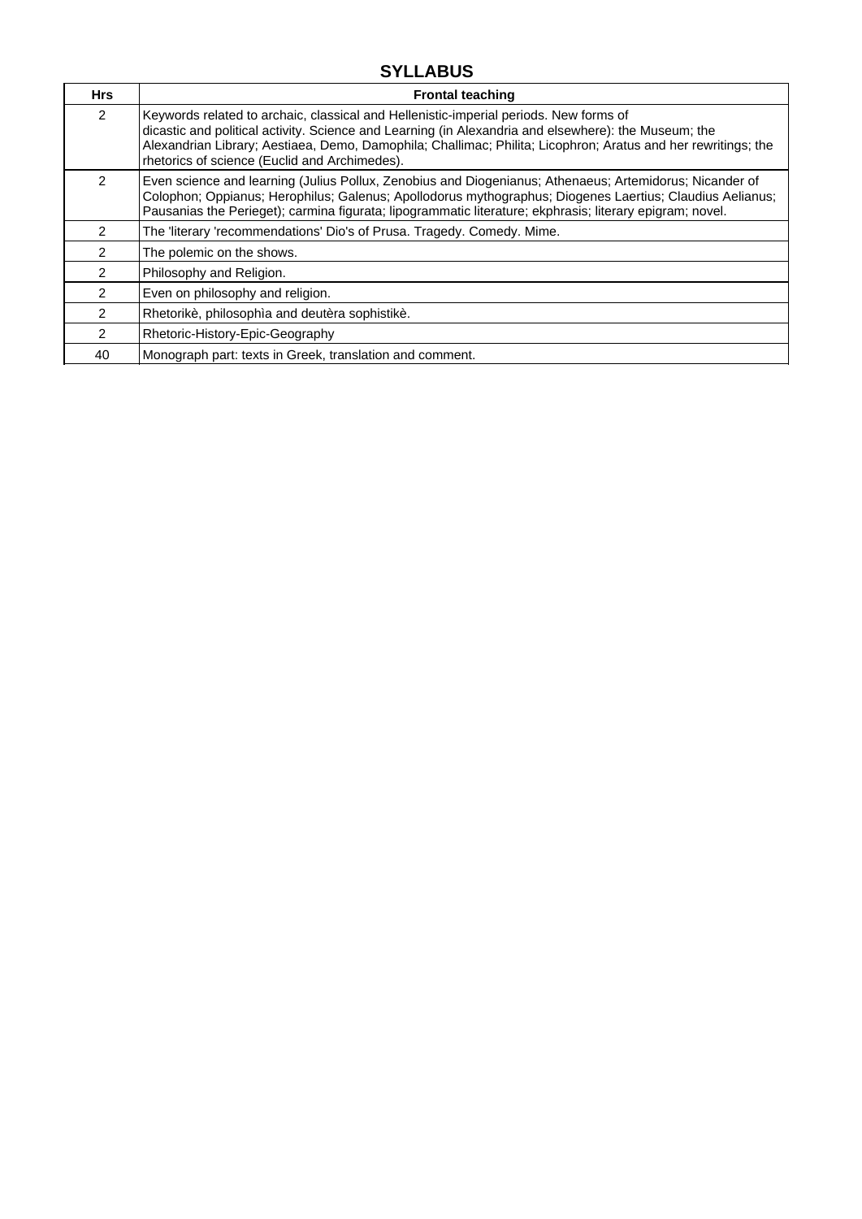# SYLLABUS

| Hrs | Frontal teaching |
| --- | --- |
| 2 | Keywords related to archaic, classical and Hellenistic-imperial periods. New forms of dicastic and political activity. Science and Learning (in Alexandria and elsewhere): the Museum; the Alexandrian Library; Aestiaea, Demo, Damophila; Challimac; Philita; Licophron; Aratus and her rewritings; the rhetorics of science (Euclid and Archimedes). |
| 2 | Even science and learning (Julius Pollux, Zenobius and Diogenianus; Athenaeus; Artemidorus; Nicander of Colophon; Oppianus; Herophilus; Galenus; Apollodorus mythographus; Diogenes Laertius; Claudius Aelianus; Pausanias the Perieget); carmina figurata; lipogrammatic literature; ekphrasis; literary epigram; novel. |
| 2 | The 'literary 'recommendations' Dio's of Prusa. Tragedy. Comedy. Mime. |
| 2 | The polemic on the shows. |
| 2 | Philosophy and Religion. |
| 2 | Even on philosophy and religion. |
| 2 | Rhetorikè, philosophìa and deutèra sophistikè. |
| 2 | Rhetoric-History-Epic-Geography |
| 40 | Monograph part: texts in Greek, translation and comment. |